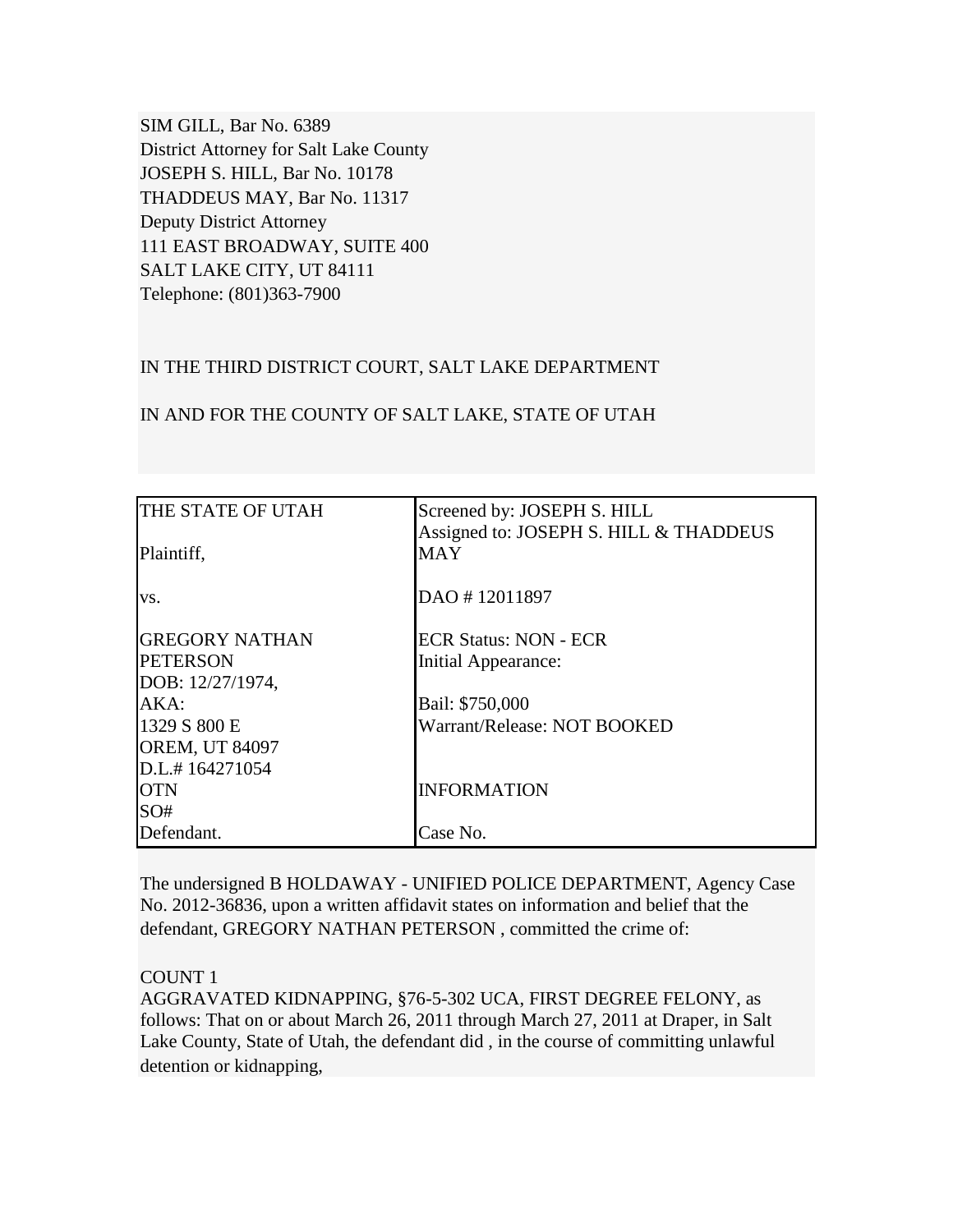SIM GILL, Bar No. 6389
District Attorney for Salt Lake County
JOSEPH S. HILL, Bar No. 10178
THADDEUS MAY, Bar No. 11317
Deputy District Attorney
111 EAST BROADWAY, SUITE 400
SALT LAKE CITY, UT 84111
Telephone: (801)363-7900

IN THE THIRD DISTRICT COURT, SALT LAKE DEPARTMENT

IN AND FOR THE COUNTY OF SALT LAKE, STATE OF UTAH

| | |
|---|---|
| THE STATE OF UTAH<br><br>Plaintiff,<br><br>vs.<br><br>GREGORY NATHAN PETERSON<br>DOB: 12/27/1974,<br>AKA:<br>1329 S 800 E<br>OREM, UT 84097<br>D.L.# 164271054<br>OTN<br>SO#<br>Defendant. | Screened by: JOSEPH S. HILL<br>Assigned to: JOSEPH S. HILL & THADDEUS MAY<br><br>DAO # 12011897<br><br>ECR Status: NON - ECR<br>Initial Appearance:<br><br>Bail: $750,000<br>Warrant/Release: NOT BOOKED<br><br>INFORMATION<br><br>Case No. |

The undersigned B HOLDAWAY - UNIFIED POLICE DEPARTMENT, Agency Case No. 2012-36836, upon a written affidavit states on information and belief that the defendant, GREGORY NATHAN PETERSON , committed the crime of:

COUNT 1
AGGRAVATED KIDNAPPING, §76-5-302 UCA, FIRST DEGREE FELONY, as follows: That on or about March 26, 2011 through March 27, 2011 at Draper, in Salt Lake County, State of Utah, the defendant did , in the course of committing unlawful detention or kidnapping,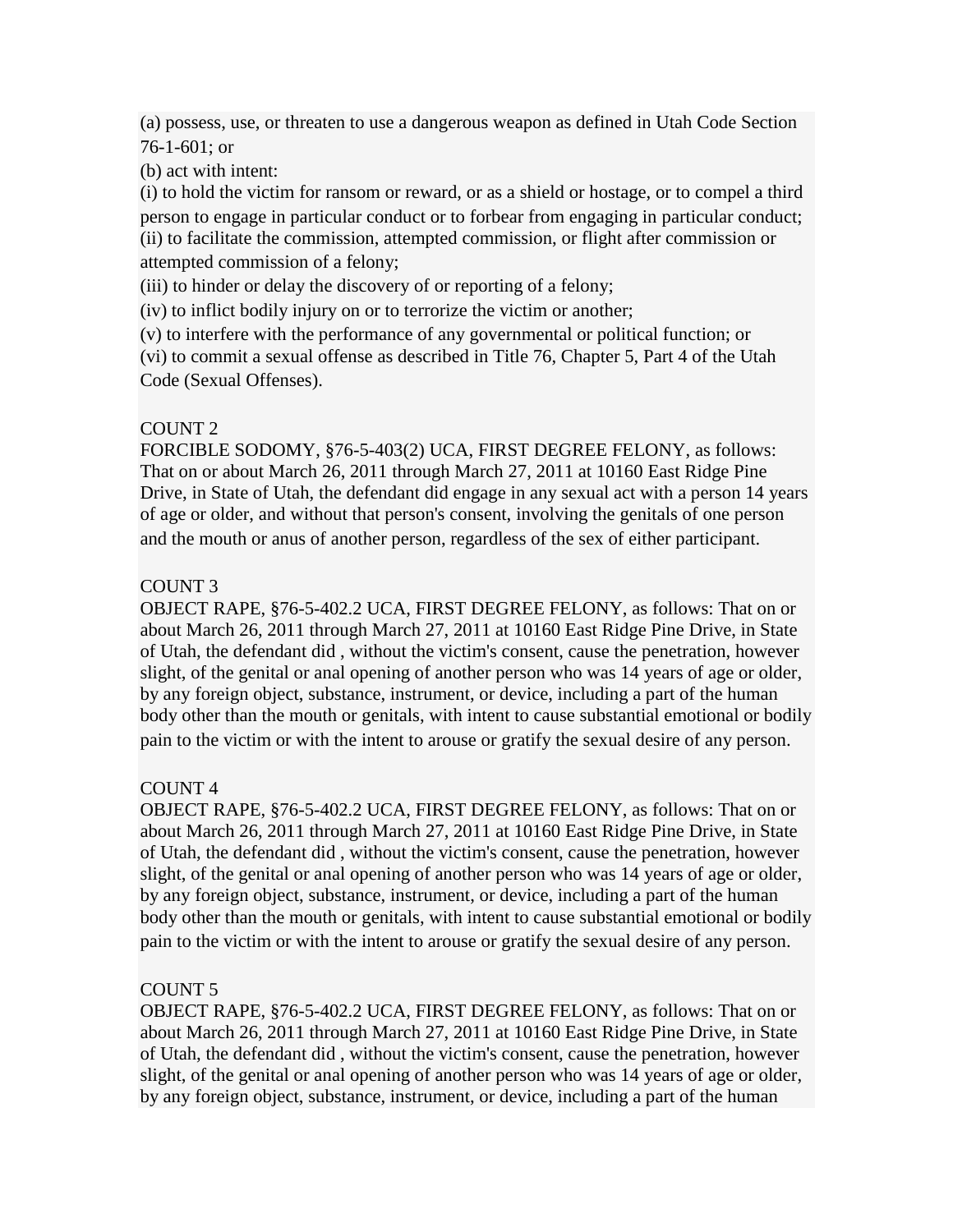(a) possess, use, or threaten to use a dangerous weapon as defined in Utah Code Section 76-1-601; or

(b) act with intent:

(i) to hold the victim for ransom or reward, or as a shield or hostage, or to compel a third person to engage in particular conduct or to forbear from engaging in particular conduct;

(ii) to facilitate the commission, attempted commission, or flight after commission or attempted commission of a felony;

(iii) to hinder or delay the discovery of or reporting of a felony;

(iv) to inflict bodily injury on or to terrorize the victim or another;

(v) to interfere with the performance of any governmental or political function; or

(vi) to commit a sexual offense as described in Title 76, Chapter 5, Part 4 of the Utah Code (Sexual Offenses).

COUNT 2

FORCIBLE SODOMY, §76-5-403(2) UCA, FIRST DEGREE FELONY, as follows: That on or about March 26, 2011 through March 27, 2011 at 10160 East Ridge Pine Drive, in State of Utah, the defendant did engage in any sexual act with a person 14 years of age or older, and without that person's consent, involving the genitals of one person and the mouth or anus of another person, regardless of the sex of either participant.

COUNT 3

OBJECT RAPE, §76-5-402.2 UCA, FIRST DEGREE FELONY, as follows: That on or about March 26, 2011 through March 27, 2011 at 10160 East Ridge Pine Drive, in State of Utah, the defendant did , without the victim's consent, cause the penetration, however slight, of the genital or anal opening of another person who was 14 years of age or older, by any foreign object, substance, instrument, or device, including a part of the human body other than the mouth or genitals, with intent to cause substantial emotional or bodily pain to the victim or with the intent to arouse or gratify the sexual desire of any person.

COUNT 4

OBJECT RAPE, §76-5-402.2 UCA, FIRST DEGREE FELONY, as follows: That on or about March 26, 2011 through March 27, 2011 at 10160 East Ridge Pine Drive, in State of Utah, the defendant did , without the victim's consent, cause the penetration, however slight, of the genital or anal opening of another person who was 14 years of age or older, by any foreign object, substance, instrument, or device, including a part of the human body other than the mouth or genitals, with intent to cause substantial emotional or bodily pain to the victim or with the intent to arouse or gratify the sexual desire of any person.

COUNT 5

OBJECT RAPE, §76-5-402.2 UCA, FIRST DEGREE FELONY, as follows: That on or about March 26, 2011 through March 27, 2011 at 10160 East Ridge Pine Drive, in State of Utah, the defendant did , without the victim's consent, cause the penetration, however slight, of the genital or anal opening of another person who was 14 years of age or older, by any foreign object, substance, instrument, or device, including a part of the human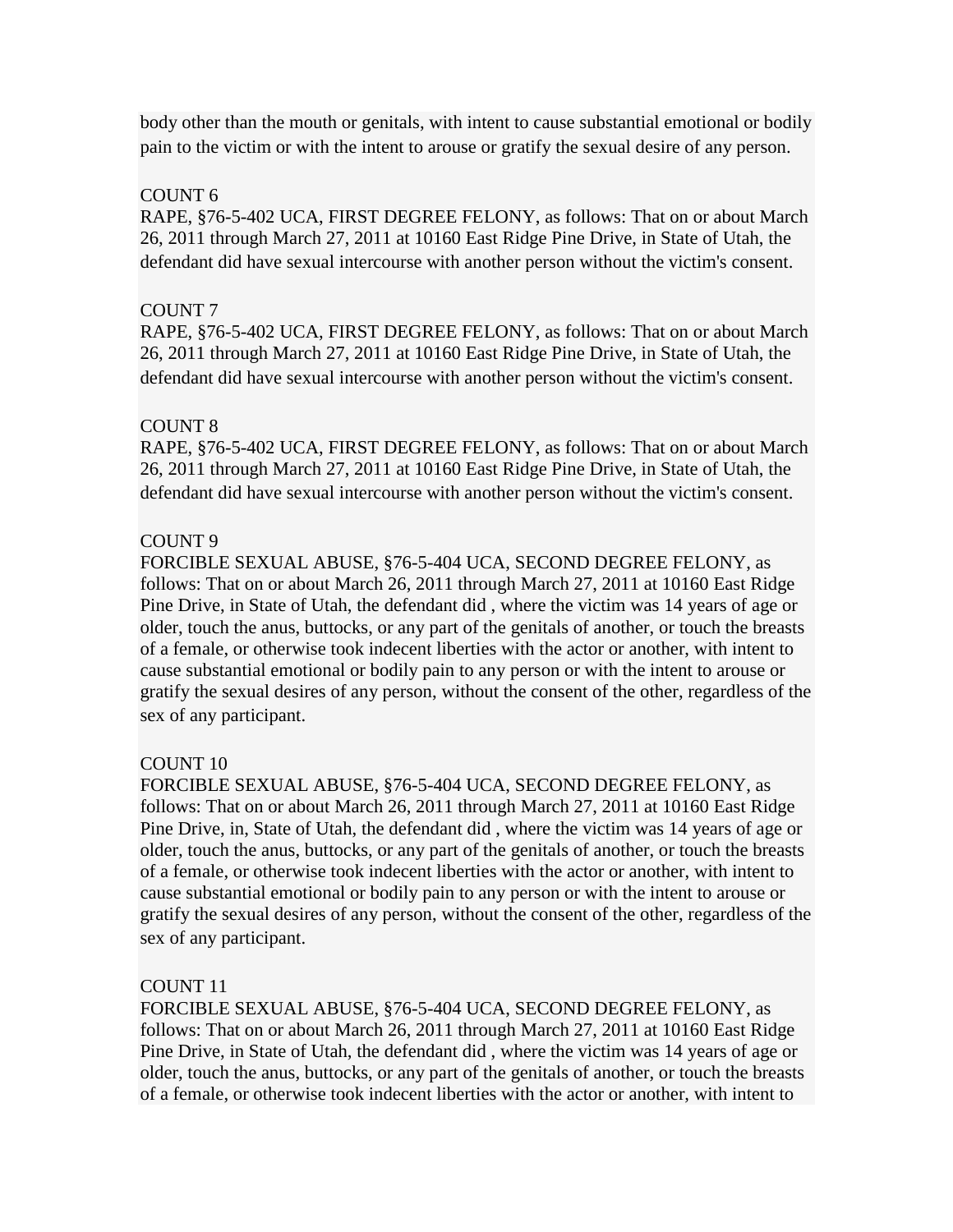body other than the mouth or genitals, with intent to cause substantial emotional or bodily pain to the victim or with the intent to arouse or gratify the sexual desire of any person.

COUNT 6
RAPE, §76-5-402 UCA, FIRST DEGREE FELONY, as follows: That on or about March 26, 2011 through March 27, 2011 at 10160 East Ridge Pine Drive, in State of Utah, the defendant did have sexual intercourse with another person without the victim's consent.

COUNT 7
RAPE, §76-5-402 UCA, FIRST DEGREE FELONY, as follows: That on or about March 26, 2011 through March 27, 2011 at 10160 East Ridge Pine Drive, in State of Utah, the defendant did have sexual intercourse with another person without the victim's consent.

COUNT 8
RAPE, §76-5-402 UCA, FIRST DEGREE FELONY, as follows: That on or about March 26, 2011 through March 27, 2011 at 10160 East Ridge Pine Drive, in State of Utah, the defendant did have sexual intercourse with another person without the victim's consent.

COUNT 9
FORCIBLE SEXUAL ABUSE, §76-5-404 UCA, SECOND DEGREE FELONY, as follows: That on or about March 26, 2011 through March 27, 2011 at 10160 East Ridge Pine Drive, in State of Utah, the defendant did , where the victim was 14 years of age or older, touch the anus, buttocks, or any part of the genitals of another, or touch the breasts of a female, or otherwise took indecent liberties with the actor or another, with intent to cause substantial emotional or bodily pain to any person or with the intent to arouse or gratify the sexual desires of any person, without the consent of the other, regardless of the sex of any participant.

COUNT 10
FORCIBLE SEXUAL ABUSE, §76-5-404 UCA, SECOND DEGREE FELONY, as follows: That on or about March 26, 2011 through March 27, 2011 at 10160 East Ridge Pine Drive, in, State of Utah, the defendant did , where the victim was 14 years of age or older, touch the anus, buttocks, or any part of the genitals of another, or touch the breasts of a female, or otherwise took indecent liberties with the actor or another, with intent to cause substantial emotional or bodily pain to any person or with the intent to arouse or gratify the sexual desires of any person, without the consent of the other, regardless of the sex of any participant.

COUNT 11
FORCIBLE SEXUAL ABUSE, §76-5-404 UCA, SECOND DEGREE FELONY, as follows: That on or about March 26, 2011 through March 27, 2011 at 10160 East Ridge Pine Drive, in State of Utah, the defendant did , where the victim was 14 years of age or older, touch the anus, buttocks, or any part of the genitals of another, or touch the breasts of a female, or otherwise took indecent liberties with the actor or another, with intent to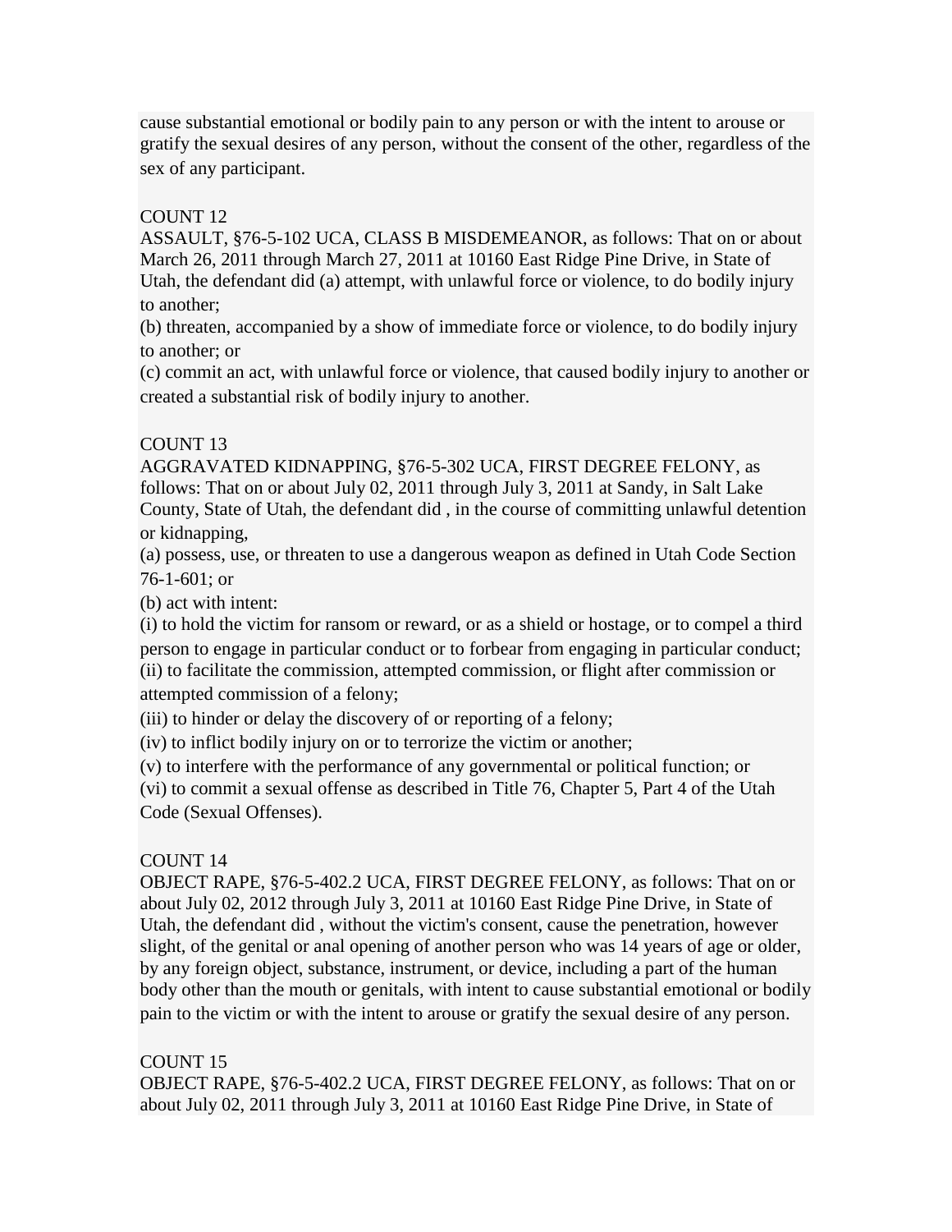cause substantial emotional or bodily pain to any person or with the intent to arouse or gratify the sexual desires of any person, without the consent of the other, regardless of the sex of any participant.

COUNT 12
ASSAULT, §76-5-102 UCA, CLASS B MISDEMEANOR, as follows: That on or about March 26, 2011 through March 27, 2011 at 10160 East Ridge Pine Drive, in State of Utah, the defendant did (a) attempt, with unlawful force or violence, to do bodily injury to another;
(b) threaten, accompanied by a show of immediate force or violence, to do bodily injury to another; or
(c) commit an act, with unlawful force or violence, that caused bodily injury to another or created a substantial risk of bodily injury to another.

COUNT 13
AGGRAVATED KIDNAPPING, §76-5-302 UCA, FIRST DEGREE FELONY, as follows: That on or about July 02, 2011 through July 3, 2011 at Sandy, in Salt Lake County, State of Utah, the defendant did , in the course of committing unlawful detention or kidnapping,
(a) possess, use, or threaten to use a dangerous weapon as defined in Utah Code Section 76-1-601; or
(b) act with intent:
(i) to hold the victim for ransom or reward, or as a shield or hostage, or to compel a third person to engage in particular conduct or to forbear from engaging in particular conduct;
(ii) to facilitate the commission, attempted commission, or flight after commission or attempted commission of a felony;
(iii) to hinder or delay the discovery of or reporting of a felony;
(iv) to inflict bodily injury on or to terrorize the victim or another;
(v) to interfere with the performance of any governmental or political function; or
(vi) to commit a sexual offense as described in Title 76, Chapter 5, Part 4 of the Utah Code (Sexual Offenses).

COUNT 14
OBJECT RAPE, §76-5-402.2 UCA, FIRST DEGREE FELONY, as follows: That on or about July 02, 2012 through July 3, 2011 at 10160 East Ridge Pine Drive, in State of Utah, the defendant did , without the victim's consent, cause the penetration, however slight, of the genital or anal opening of another person who was 14 years of age or older, by any foreign object, substance, instrument, or device, including a part of the human body other than the mouth or genitals, with intent to cause substantial emotional or bodily pain to the victim or with the intent to arouse or gratify the sexual desire of any person.

COUNT 15
OBJECT RAPE, §76-5-402.2 UCA, FIRST DEGREE FELONY, as follows: That on or about July 02, 2011 through July 3, 2011 at 10160 East Ridge Pine Drive, in State of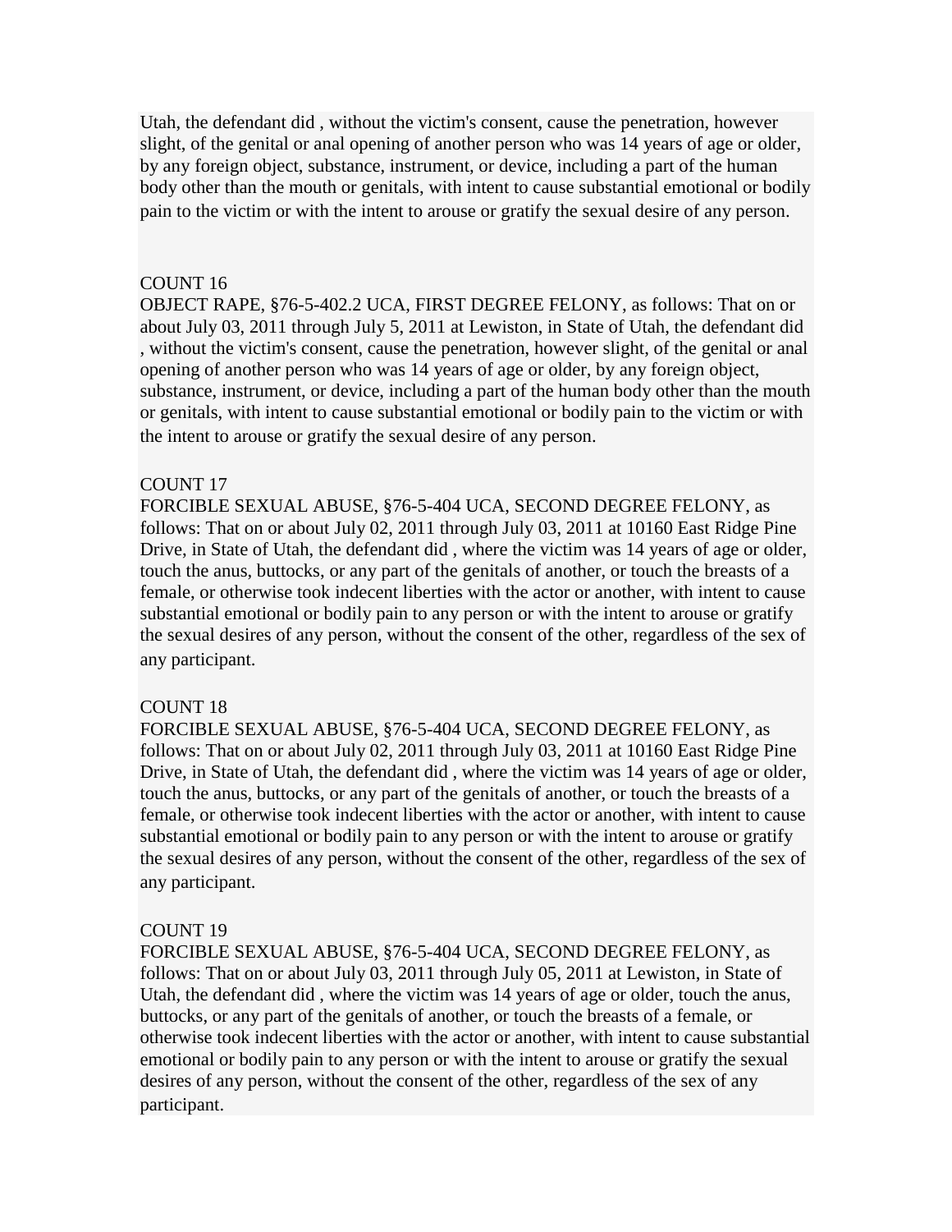Utah, the defendant did , without the victim's consent, cause the penetration, however slight, of the genital or anal opening of another person who was 14 years of age or older, by any foreign object, substance, instrument, or device, including a part of the human body other than the mouth or genitals, with intent to cause substantial emotional or bodily pain to the victim or with the intent to arouse or gratify the sexual desire of any person.

COUNT 16
OBJECT RAPE, §76-5-402.2 UCA, FIRST DEGREE FELONY, as follows: That on or about July 03, 2011 through July 5, 2011 at Lewiston, in State of Utah, the defendant did , without the victim's consent, cause the penetration, however slight, of the genital or anal opening of another person who was 14 years of age or older, by any foreign object, substance, instrument, or device, including a part of the human body other than the mouth or genitals, with intent to cause substantial emotional or bodily pain to the victim or with the intent to arouse or gratify the sexual desire of any person.

COUNT 17
FORCIBLE SEXUAL ABUSE, §76-5-404 UCA, SECOND DEGREE FELONY, as follows: That on or about July 02, 2011 through July 03, 2011 at 10160 East Ridge Pine Drive, in State of Utah, the defendant did , where the victim was 14 years of age or older, touch the anus, buttocks, or any part of the genitals of another, or touch the breasts of a female, or otherwise took indecent liberties with the actor or another, with intent to cause substantial emotional or bodily pain to any person or with the intent to arouse or gratify the sexual desires of any person, without the consent of the other, regardless of the sex of any participant.

COUNT 18
FORCIBLE SEXUAL ABUSE, §76-5-404 UCA, SECOND DEGREE FELONY, as follows: That on or about July 02, 2011 through July 03, 2011 at 10160 East Ridge Pine Drive, in State of Utah, the defendant did , where the victim was 14 years of age or older, touch the anus, buttocks, or any part of the genitals of another, or touch the breasts of a female, or otherwise took indecent liberties with the actor or another, with intent to cause substantial emotional or bodily pain to any person or with the intent to arouse or gratify the sexual desires of any person, without the consent of the other, regardless of the sex of any participant.

COUNT 19
FORCIBLE SEXUAL ABUSE, §76-5-404 UCA, SECOND DEGREE FELONY, as follows: That on or about July 03, 2011 through July 05, 2011 at Lewiston, in State of Utah, the defendant did , where the victim was 14 years of age or older, touch the anus, buttocks, or any part of the genitals of another, or touch the breasts of a female, or otherwise took indecent liberties with the actor or another, with intent to cause substantial emotional or bodily pain to any person or with the intent to arouse or gratify the sexual desires of any person, without the consent of the other, regardless of the sex of any participant.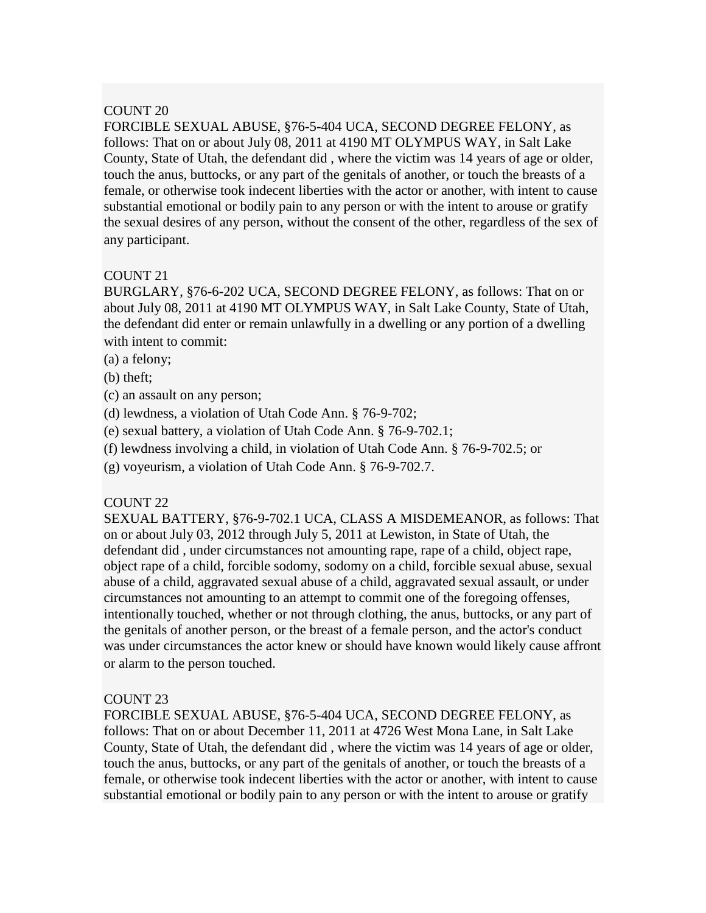COUNT 20

FORCIBLE SEXUAL ABUSE, §76-5-404 UCA, SECOND DEGREE FELONY, as follows: That on or about July 08, 2011 at 4190 MT OLYMPUS WAY, in Salt Lake County, State of Utah, the defendant did , where the victim was 14 years of age or older, touch the anus, buttocks, or any part of the genitals of another, or touch the breasts of a female, or otherwise took indecent liberties with the actor or another, with intent to cause substantial emotional or bodily pain to any person or with the intent to arouse or gratify the sexual desires of any person, without the consent of the other, regardless of the sex of any participant.

COUNT 21

BURGLARY, §76-6-202 UCA, SECOND DEGREE FELONY, as follows: That on or about July 08, 2011 at 4190 MT OLYMPUS WAY, in Salt Lake County, State of Utah, the defendant did enter or remain unlawfully in a dwelling or any portion of a dwelling with intent to commit:

(a) a felony;

(b) theft;

(c) an assault on any person;

(d) lewdness, a violation of Utah Code Ann. § 76-9-702;

(e) sexual battery, a violation of Utah Code Ann. § 76-9-702.1;

(f) lewdness involving a child, in violation of Utah Code Ann. § 76-9-702.5; or

(g) voyeurism, a violation of Utah Code Ann. § 76-9-702.7.

COUNT 22

SEXUAL BATTERY, §76-9-702.1 UCA, CLASS A MISDEMEANOR, as follows: That on or about July 03, 2012 through July 5, 2011 at Lewiston, in State of Utah, the defendant did , under circumstances not amounting rape, rape of a child, object rape, object rape of a child, forcible sodomy, sodomy on a child, forcible sexual abuse, sexual abuse of a child, aggravated sexual abuse of a child, aggravated sexual assault, or under circumstances not amounting to an attempt to commit one of the foregoing offenses, intentionally touched, whether or not through clothing, the anus, buttocks, or any part of the genitals of another person, or the breast of a female person, and the actor's conduct was under circumstances the actor knew or should have known would likely cause affront or alarm to the person touched.

COUNT 23

FORCIBLE SEXUAL ABUSE, §76-5-404 UCA, SECOND DEGREE FELONY, as follows: That on or about December 11, 2011 at 4726 West Mona Lane, in Salt Lake County, State of Utah, the defendant did , where the victim was 14 years of age or older, touch the anus, buttocks, or any part of the genitals of another, or touch the breasts of a female, or otherwise took indecent liberties with the actor or another, with intent to cause substantial emotional or bodily pain to any person or with the intent to arouse or gratify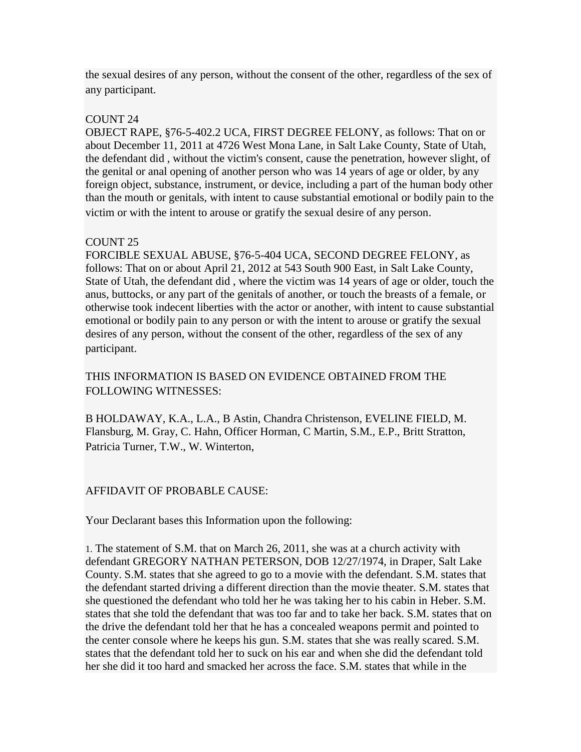the sexual desires of any person, without the consent of the other, regardless of the sex of any participant.

COUNT 24
OBJECT RAPE, §76-5-402.2 UCA, FIRST DEGREE FELONY, as follows: That on or about December 11, 2011 at 4726 West Mona Lane, in Salt Lake County, State of Utah, the defendant did , without the victim's consent, cause the penetration, however slight, of the genital or anal opening of another person who was 14 years of age or older, by any foreign object, substance, instrument, or device, including a part of the human body other than the mouth or genitals, with intent to cause substantial emotional or bodily pain to the victim or with the intent to arouse or gratify the sexual desire of any person.

COUNT 25
FORCIBLE SEXUAL ABUSE, §76-5-404 UCA, SECOND DEGREE FELONY, as follows: That on or about April 21, 2012 at 543 South 900 East, in Salt Lake County, State of Utah, the defendant did , where the victim was 14 years of age or older, touch the anus, buttocks, or any part of the genitals of another, or touch the breasts of a female, or otherwise took indecent liberties with the actor or another, with intent to cause substantial emotional or bodily pain to any person or with the intent to arouse or gratify the sexual desires of any person, without the consent of the other, regardless of the sex of any participant.

THIS INFORMATION IS BASED ON EVIDENCE OBTAINED FROM THE FOLLOWING WITNESSES:

B HOLDAWAY, K.A., L.A., B Astin, Chandra Christenson, EVELINE FIELD, M. Flansburg, M. Gray, C. Hahn, Officer Horman, C Martin, S.M., E.P., Britt Stratton, Patricia Turner, T.W., W. Winterton,

AFFIDAVIT OF PROBABLE CAUSE:

Your Declarant bases this Information upon the following:

1. The statement of S.M. that on March 26, 2011, she was at a church activity with defendant GREGORY NATHAN PETERSON, DOB 12/27/1974, in Draper, Salt Lake County. S.M. states that she agreed to go to a movie with the defendant. S.M. states that the defendant started driving a different direction than the movie theater. S.M. states that she questioned the defendant who told her he was taking her to his cabin in Heber. S.M. states that she told the defendant that was too far and to take her back. S.M. states that on the drive the defendant told her that he has a concealed weapons permit and pointed to the center console where he keeps his gun. S.M. states that she was really scared. S.M. states that the defendant told her to suck on his ear and when she did the defendant told her she did it too hard and smacked her across the face. S.M. states that while in the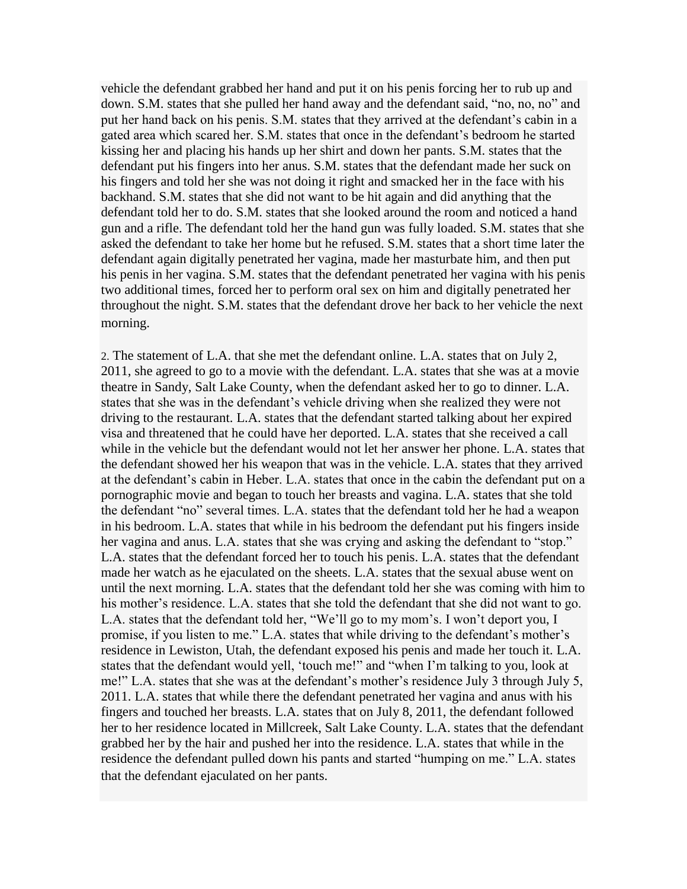vehicle the defendant grabbed her hand and put it on his penis forcing her to rub up and down. S.M. states that she pulled her hand away and the defendant said, "no, no, no" and put her hand back on his penis. S.M. states that they arrived at the defendant's cabin in a gated area which scared her. S.M. states that once in the defendant's bedroom he started kissing her and placing his hands up her shirt and down her pants. S.M. states that the defendant put his fingers into her anus. S.M. states that the defendant made her suck on his fingers and told her she was not doing it right and smacked her in the face with his backhand. S.M. states that she did not want to be hit again and did anything that the defendant told her to do. S.M. states that she looked around the room and noticed a hand gun and a rifle. The defendant told her the hand gun was fully loaded. S.M. states that she asked the defendant to take her home but he refused. S.M. states that a short time later the defendant again digitally penetrated her vagina, made her masturbate him, and then put his penis in her vagina. S.M. states that the defendant penetrated her vagina with his penis two additional times, forced her to perform oral sex on him and digitally penetrated her throughout the night. S.M. states that the defendant drove her back to her vehicle the next morning.

2. The statement of L.A. that she met the defendant online. L.A. states that on July 2, 2011, she agreed to go to a movie with the defendant. L.A. states that she was at a movie theatre in Sandy, Salt Lake County, when the defendant asked her to go to dinner. L.A. states that she was in the defendant's vehicle driving when she realized they were not driving to the restaurant. L.A. states that the defendant started talking about her expired visa and threatened that he could have her deported. L.A. states that she received a call while in the vehicle but the defendant would not let her answer her phone. L.A. states that the defendant showed her his weapon that was in the vehicle. L.A. states that they arrived at the defendant's cabin in Heber. L.A. states that once in the cabin the defendant put on a pornographic movie and began to touch her breasts and vagina. L.A. states that she told the defendant "no" several times. L.A. states that the defendant told her he had a weapon in his bedroom. L.A. states that while in his bedroom the defendant put his fingers inside her vagina and anus. L.A. states that she was crying and asking the defendant to "stop." L.A. states that the defendant forced her to touch his penis. L.A. states that the defendant made her watch as he ejaculated on the sheets. L.A. states that the sexual abuse went on until the next morning. L.A. states that the defendant told her she was coming with him to his mother's residence. L.A. states that she told the defendant that she did not want to go. L.A. states that the defendant told her, "We'll go to my mom's. I won't deport you, I promise, if you listen to me." L.A. states that while driving to the defendant's mother's residence in Lewiston, Utah, the defendant exposed his penis and made her touch it. L.A. states that the defendant would yell, 'touch me!" and "when I'm talking to you, look at me!" L.A. states that she was at the defendant's mother's residence July 3 through July 5, 2011. L.A. states that while there the defendant penetrated her vagina and anus with his fingers and touched her breasts. L.A. states that on July 8, 2011, the defendant followed her to her residence located in Millcreek, Salt Lake County. L.A. states that the defendant grabbed her by the hair and pushed her into the residence. L.A. states that while in the residence the defendant pulled down his pants and started "humping on me." L.A. states that the defendant ejaculated on her pants.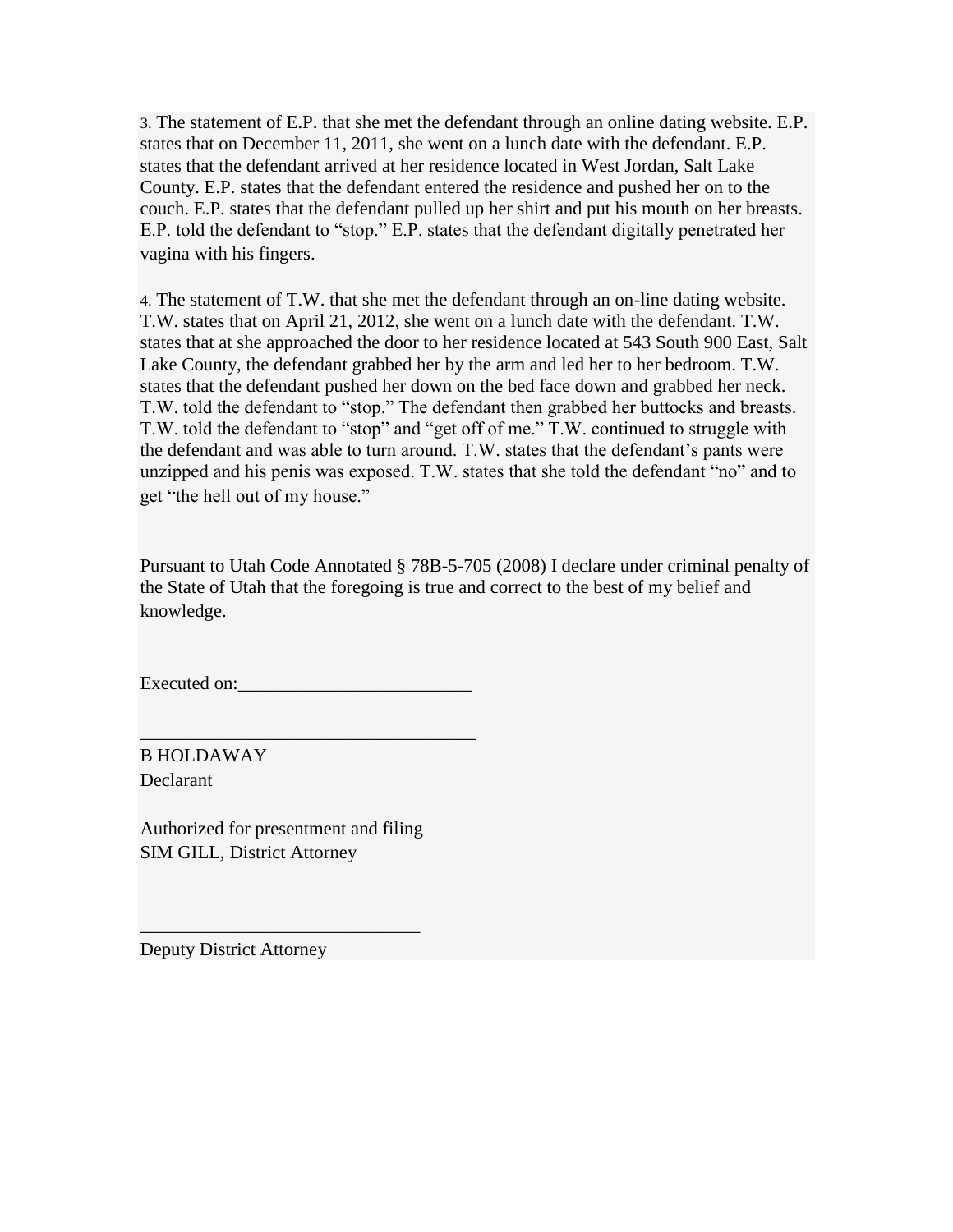3. The statement of E.P. that she met the defendant through an online dating website. E.P. states that on December 11, 2011, she went on a lunch date with the defendant. E.P. states that the defendant arrived at her residence located in West Jordan, Salt Lake County. E.P. states that the defendant entered the residence and pushed her on to the couch. E.P. states that the defendant pulled up her shirt and put his mouth on her breasts. E.P. told the defendant to "stop." E.P. states that the defendant digitally penetrated her vagina with his fingers.

4. The statement of T.W. that she met the defendant through an on-line dating website. T.W. states that on April 21, 2012, she went on a lunch date with the defendant. T.W. states that at she approached the door to her residence located at 543 South 900 East, Salt Lake County, the defendant grabbed her by the arm and led her to her bedroom. T.W. states that the defendant pushed her down on the bed face down and grabbed her neck. T.W. told the defendant to "stop." The defendant then grabbed her buttocks and breasts. T.W. told the defendant to "stop" and "get off of me." T.W. continued to struggle with the defendant and was able to turn around. T.W. states that the defendant's pants were unzipped and his penis was exposed. T.W. states that she told the defendant "no" and to get "the hell out of my house."

Pursuant to Utah Code Annotated § 78B-5-705 (2008) I declare under criminal penalty of the State of Utah that the foregoing is true and correct to the best of my belief and knowledge.

Executed on:_________________________

____________________________________
B HOLDAWAY
Declarant

Authorized for presentment and filing
SIM GILL, District Attorney

______________________________
Deputy District Attorney